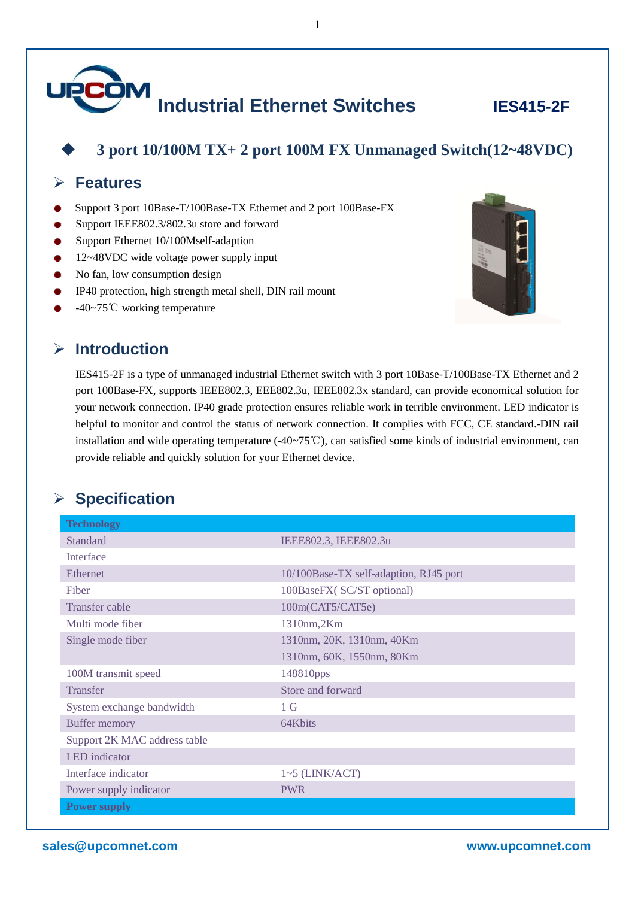# Industrial Ethernet Switches IES415-2F

## 3 port 10/100M TX+ 2 port 100M FX Unmanaged Switch(12~48VDC)

## Features

- Support 3 port 10Base-T/100Base-TX Ethernet and 2 port 100Base-FX
- Support IEEE802.3/802.3u store and forward
- Support Ethernet 10/100Mself-adaption
- 12~48VDC wide voltage power supply input
- No fan, low consumption design
- IP40 protection, high strength metal shell, DIN rail mount
- -40~75℃ working temperature

## Introduction

IES415-2F is a type of unmanaged industrial Ethernet switch with 3 port 10Base-T/100Base-TX Ethernet and 2 port 100Base-FX, supports IEEE802.3, EEE802.3u, IEEE802.3x standard, can provide economical solution for your network connection. IP40 grade protection ensures reliable work in terrible environment. LED indicator is helpful to monitor and control the status of network connection. It complies with FCC, CE standard.-DIN rail installation and wide operating temperature (-40~75℃), can satisfied some kinds of industrial environment, can provide reliable and quickly solution for your Ethernet device.

## Specification

| **Technology** | |
|---|---|
| Standard | IEEE802.3, IEEE802.3u |
| Interface | |
| Ethernet | 10/100Base-TX self-adaption, RJ45 port |
| Fiber | 100BaseFX( SC/ST optional) |
| Transfer cable | 100m(CAT5/CAT5e) |
| Multi mode fiber | 1310nm,2Km |
| Single mode fiber | 1310nm, 20K, 1310nm, 40Km<br>1310nm, 60K, 1550nm, 80Km |
| 100M transmit speed | 148810pps |
| Transfer | Store and forward |
| System exchange bandwidth | 1 G |
| Buffer memory | 64Kbits |
| Support 2K MAC address table | |
| LED indicator | |
| Interface indicator | 1~5 (LINK/ACT) |
| Power supply indicator | PWR |
| **Power supply** | |

sales@upcomnet.com www.upcomnet.com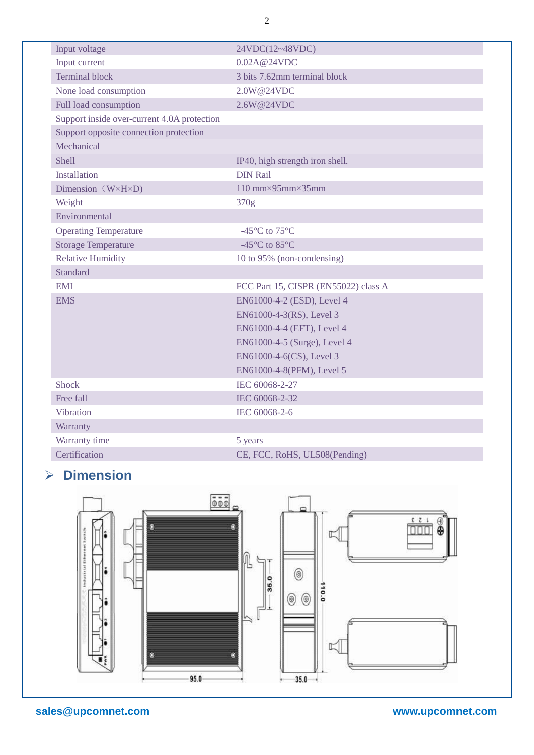| | |
|---|---|
| Input voltage | 24VDC(12~48VDC) |
| Input current | 0.02A@24VDC |
| Terminal block | 3 bits 7.62mm terminal block |
| None load consumption | 2.0W@24VDC |
| Full load consumption | 2.6W@24VDC |
| Support inside over-current 4.0A protection | |
| Support opposite connection protection | |
| Mechanical | |
| Shell | IP40, high strength iron shell. |
| Installation | DIN Rail |
| Dimension（W×H×D) | 110 mm×95mm×35mm |
| Weight | 370g |
| Environmental | |
| Operating Temperature | -45°C to 75°C |
| Storage Temperature | -45°C to 85°C |
| Relative Humidity | 10 to 95% (non-condensing) |
| Standard | |
| EMI | FCC Part 15, CISPR (EN55022) class A |
| EMS | EN61000-4-2 (ESD), Level 4<br>EN61000-4-3(RS), Level 3<br>EN61000-4-4 (EFT), Level 4<br>EN61000-4-5 (Surge), Level 4<br>EN61000-4-6(CS), Level 3<br>EN61000-4-8(PFM), Level 5 |
| Shock | IEC 60068-2-27 |
| Free fall | IEC 60068-2-32 |
| Vibration | IEC 60068-2-6 |
| Warranty | |
| Warranty time | 5 years |
| Certification | CE, FCC, RoHS, UL508(Pending) |

## Dimension

sales@upcomnet.com www.upcomnet.com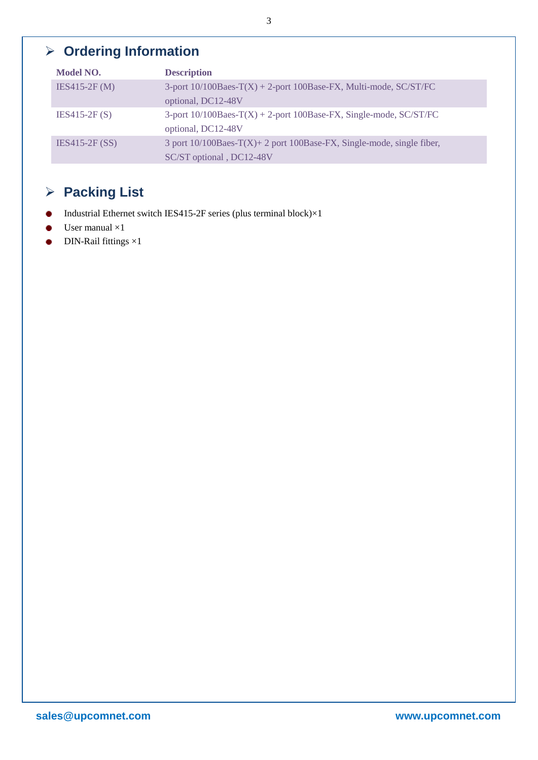## Ordering Information

| Model NO. | Description |
|---|---|
| IES415-2F (M) | 3-port 10/100Baes-T(X) + 2-port 100Base-FX, Multi-mode, SC/ST/FC optional, DC12-48V |
| IES415-2F (S) | 3-port 10/100Baes-T(X) + 2-port 100Base-FX, Single-mode, SC/ST/FC optional, DC12-48V |
| IES415-2F (SS) | 3 port 10/100Baes-T(X)+ 2 port 100Base-FX, Single-mode, single fiber, SC/ST optional , DC12-48V |

## Packing List

- Industrial Ethernet switch IES415-2F series (plus terminal block)×1
- User manual ×1
- DIN-Rail fittings ×1

sales@upcomnet.com www.upcomnet.com